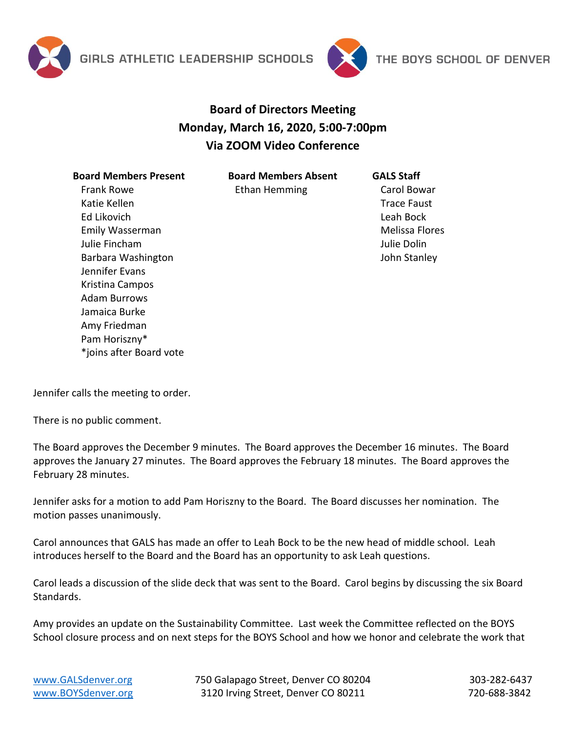GIRLS ATHLETIC LEADERSHIP SCHOOLS

THE BOYS SCHOOL OF DENVER

# Board of Directors Meeting
## Monday, March 16, 2020, 5:00-7:00pm
## Via ZOOM Video Conference

| Board Members Present | Board Members Absent | GALS Staff |
|---|---|---|
| Frank Rowe | Ethan Hemming | Carol Bowar |
| Katie Kellen | | Trace Faust |
| Ed Likovich | | Leah Bock |
| Emily Wasserman | | Melissa Flores |
| Julie Fincham | | Julie Dolin |
| Barbara Washington | | John Stanley |
| Jennifer Evans | | |
| Kristina Campos | | |
| Adam Burrows | | |
| Jamaica Burke | | |
| Amy Friedman | | |
| Pam Horiszny* | | |
| *joins after Board vote | | |

Jennifer calls the meeting to order.

There is no public comment.

The Board approves the December 9 minutes. The Board approves the December 16 minutes. The Board approves the January 27 minutes. The Board approves the February 18 minutes. The Board approves the February 28 minutes.

Jennifer asks for a motion to add Pam Horiszny to the Board. The Board discusses her nomination. The motion passes unanimously.

Carol announces that GALS has made an offer to Leah Bock to be the new head of middle school. Leah introduces herself to the Board and the Board has an opportunity to ask Leah questions.

Carol leads a discussion of the slide deck that was sent to the Board. Carol begins by discussing the six Board Standards.

Amy provides an update on the Sustainability Committee. Last week the Committee reflected on the BOYS School closure process and on next steps for the BOYS School and how we honor and celebrate the work that

www.GALSdenver.org 750 Galapago Street, Denver CO 80204 303-282-6437
www.BOYSdenver.org 3120 Irving Street, Denver CO 80211 720-688-3842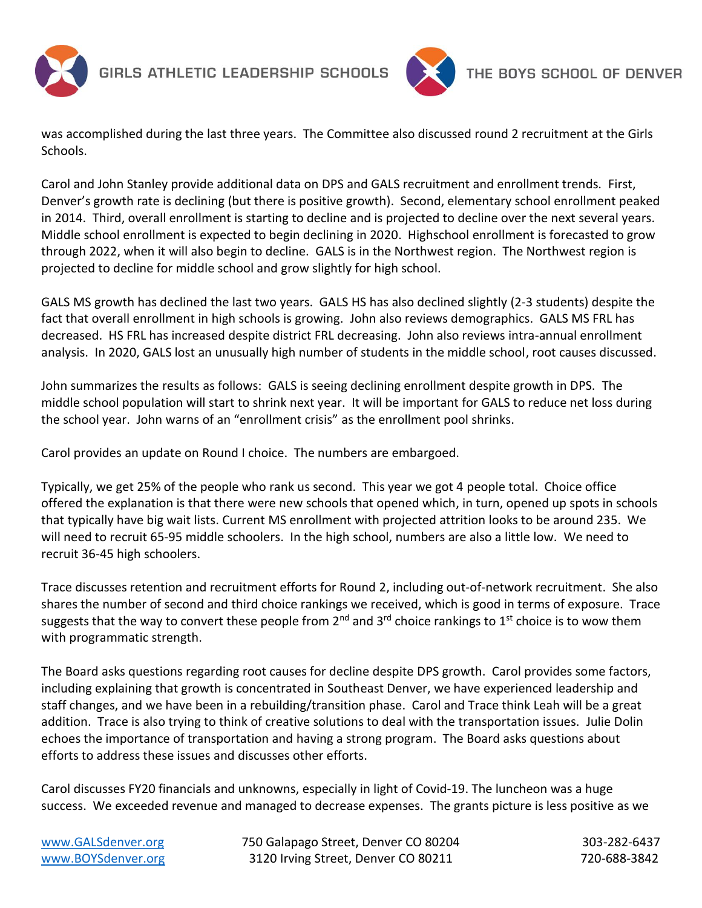was accomplished during the last three years. The Committee also discussed round 2 recruitment at the Girls Schools.

Carol and John Stanley provide additional data on DPS and GALS recruitment and enrollment trends. First, Denver's growth rate is declining (but there is positive growth). Second, elementary school enrollment peaked in 2014. Third, overall enrollment is starting to decline and is projected to decline over the next several years. Middle school enrollment is expected to begin declining in 2020. Highschool enrollment is forecasted to grow through 2022, when it will also begin to decline. GALS is in the Northwest region. The Northwest region is projected to decline for middle school and grow slightly for high school.

GALS MS growth has declined the last two years. GALS HS has also declined slightly (2-3 students) despite the fact that overall enrollment in high schools is growing. John also reviews demographics. GALS MS FRL has decreased. HS FRL has increased despite district FRL decreasing. John also reviews intra-annual enrollment analysis. In 2020, GALS lost an unusually high number of students in the middle school, root causes discussed.

John summarizes the results as follows: GALS is seeing declining enrollment despite growth in DPS. The middle school population will start to shrink next year. It will be important for GALS to reduce net loss during the school year. John warns of an "enrollment crisis" as the enrollment pool shrinks.

Carol provides an update on Round I choice. The numbers are embargoed.

Typically, we get 25% of the people who rank us second. This year we got 4 people total. Choice office offered the explanation is that there were new schools that opened which, in turn, opened up spots in schools that typically have big wait lists. Current MS enrollment with projected attrition looks to be around 235. We will need to recruit 65-95 middle schoolers. In the high school, numbers are also a little low. We need to recruit 36-45 high schoolers.

Trace discusses retention and recruitment efforts for Round 2, including out-of-network recruitment. She also shares the number of second and third choice rankings we received, which is good in terms of exposure. Trace suggests that the way to convert these people from 2nd and 3rd choice rankings to 1st choice is to wow them with programmatic strength.

The Board asks questions regarding root causes for decline despite DPS growth. Carol provides some factors, including explaining that growth is concentrated in Southeast Denver, we have experienced leadership and staff changes, and we have been in a rebuilding/transition phase. Carol and Trace think Leah will be a great addition. Trace is also trying to think of creative solutions to deal with the transportation issues. Julie Dolin echoes the importance of transportation and having a strong program. The Board asks questions about efforts to address these issues and discusses other efforts.

Carol discusses FY20 financials and unknowns, especially in light of Covid-19. The luncheon was a huge success. We exceeded revenue and managed to decrease expenses. The grants picture is less positive as we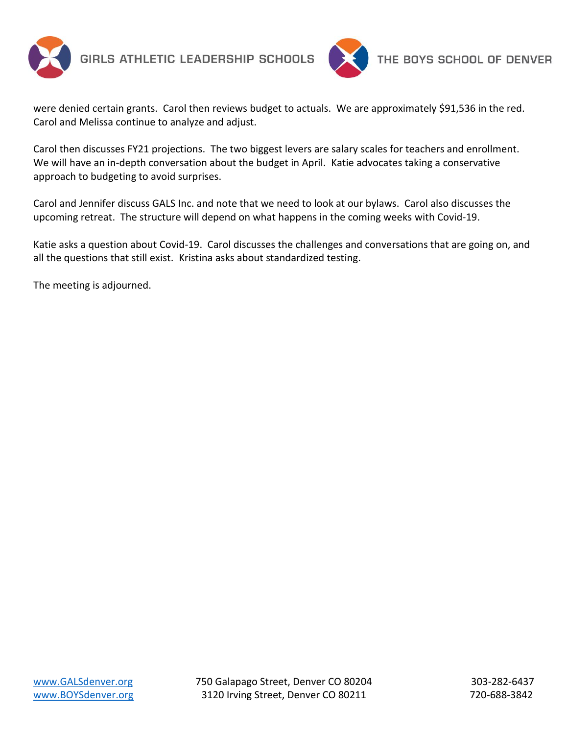were denied certain grants. Carol then reviews budget to actuals. We are approximately $91,536 in the red. Carol and Melissa continue to analyze and adjust.

Carol then discusses FY21 projections. The two biggest levers are salary scales for teachers and enrollment. We will have an in-depth conversation about the budget in April. Katie advocates taking a conservative approach to budgeting to avoid surprises.

Carol and Jennifer discuss GALS Inc. and note that we need to look at our bylaws. Carol also discusses the upcoming retreat. The structure will depend on what happens in the coming weeks with Covid-19.

Katie asks a question about Covid-19. Carol discusses the challenges and conversations that are going on, and all the questions that still exist. Kristina asks about standardized testing.

The meeting is adjourned.